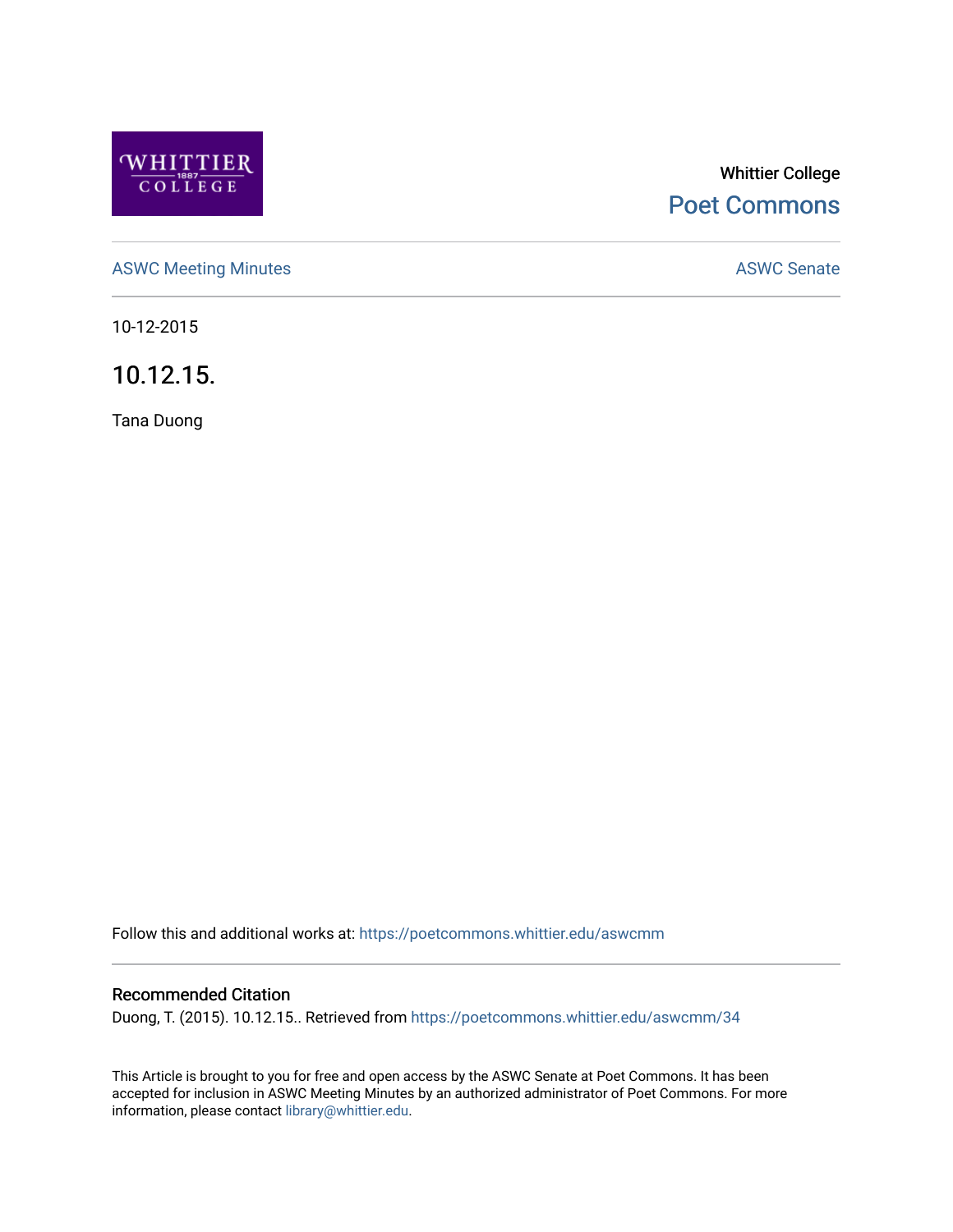Whittier College

Poet Commons

ASWC Meeting Minutes

ASWC Senate

10-12-2015

# 10.12.15.

Tana Duong

Follow this and additional works at: https://poetcommons.whittier.edu/aswcmm

## Recommended Citation

Duong, T. (2015). 10.12.15.. Retrieved from https://poetcommons.whittier.edu/aswcmm/34

This Article is brought to you for free and open access by the ASWC Senate at Poet Commons. It has been accepted for inclusion in ASWC Meeting Minutes by an authorized administrator of Poet Commons. For more information, please contact library@whittier.edu.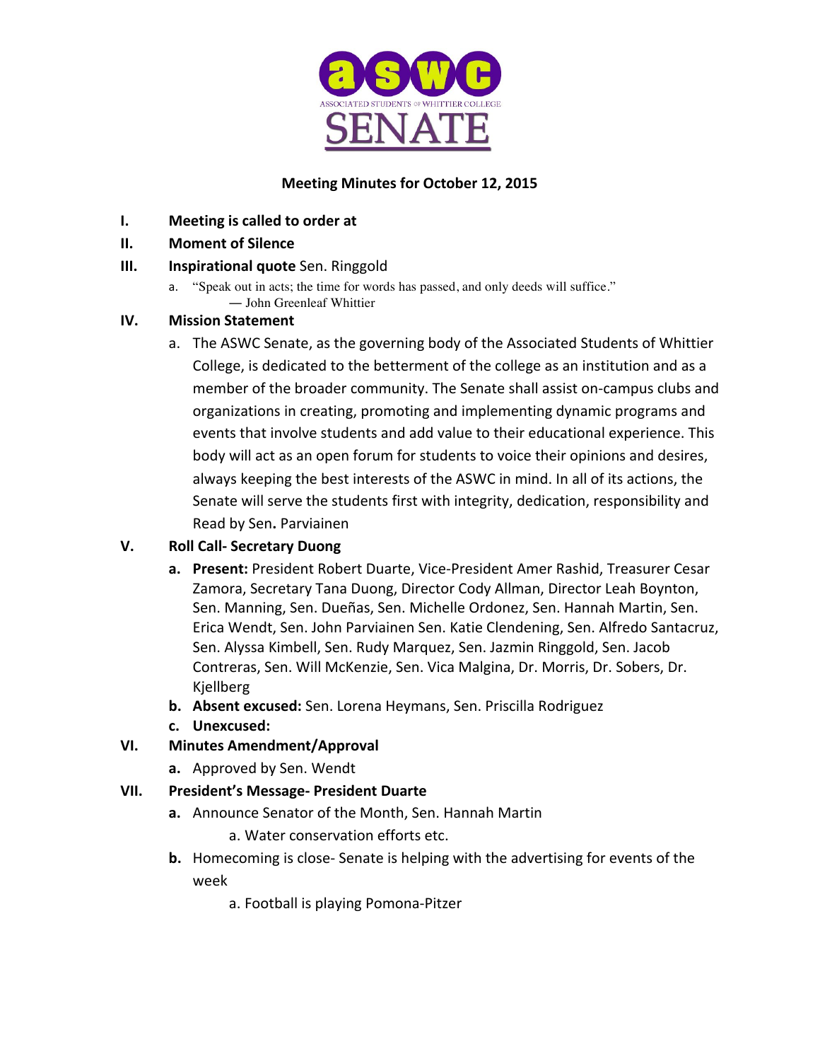ASSOCIATED STUDENTS OF WHITTIER COLLEGE

# SENATE

**Meeting Minutes for October 12, 2015**

I. **Meeting is called to order at**

II. **Moment of Silence**

III. **Inspirational quote** Sen. Ringgold

   a. "Speak out in acts; the time for words has passed, and only deeds will suffice."
      — John Greenleaf Whittier

IV. **Mission Statement**

   a. The ASWC Senate, as the governing body of the Associated Students of Whittier College, is dedicated to the betterment of the college as an institution and as a member of the broader community. The Senate shall assist on-campus clubs and organizations in creating, promoting and implementing dynamic programs and events that involve students and add value to their educational experience. This body will act as an open forum for students to voice their opinions and desires, always keeping the best interests of the ASWC in mind. In all of its actions, the Senate will serve the students first with integrity, dedication, responsibility and Read by Sen**.** Parviainen

V. **Roll Call- Secretary Duong**

   a. **Present:** President Robert Duarte, Vice-President Amer Rashid, Treasurer Cesar Zamora, Secretary Tana Duong, Director Cody Allman, Director Leah Boynton, Sen. Manning, Sen. Dueñas, Sen. Michelle Ordonez, Sen. Hannah Martin, Sen. Erica Wendt, Sen. John Parviainen Sen. Katie Clendening, Sen. Alfredo Santacruz, Sen. Alyssa Kimbell, Sen. Rudy Marquez, Sen. Jazmin Ringgold, Sen. Jacob Contreras, Sen. Will McKenzie, Sen. Vica Malgina, Dr. Morris, Dr. Sobers, Dr. Kjellberg

   b. **Absent excused:** Sen. Lorena Heymans, Sen. Priscilla Rodriguez

   c. **Unexcused:**

VI. **Minutes Amendment/Approval**

   a. Approved by Sen. Wendt

VII. **President's Message- President Duarte**

   a. Announce Senator of the Month, Sen. Hannah Martin

      a. Water conservation efforts etc.

   b. Homecoming is close- Senate is helping with the advertising for events of the week

      a. Football is playing Pomona-Pitzer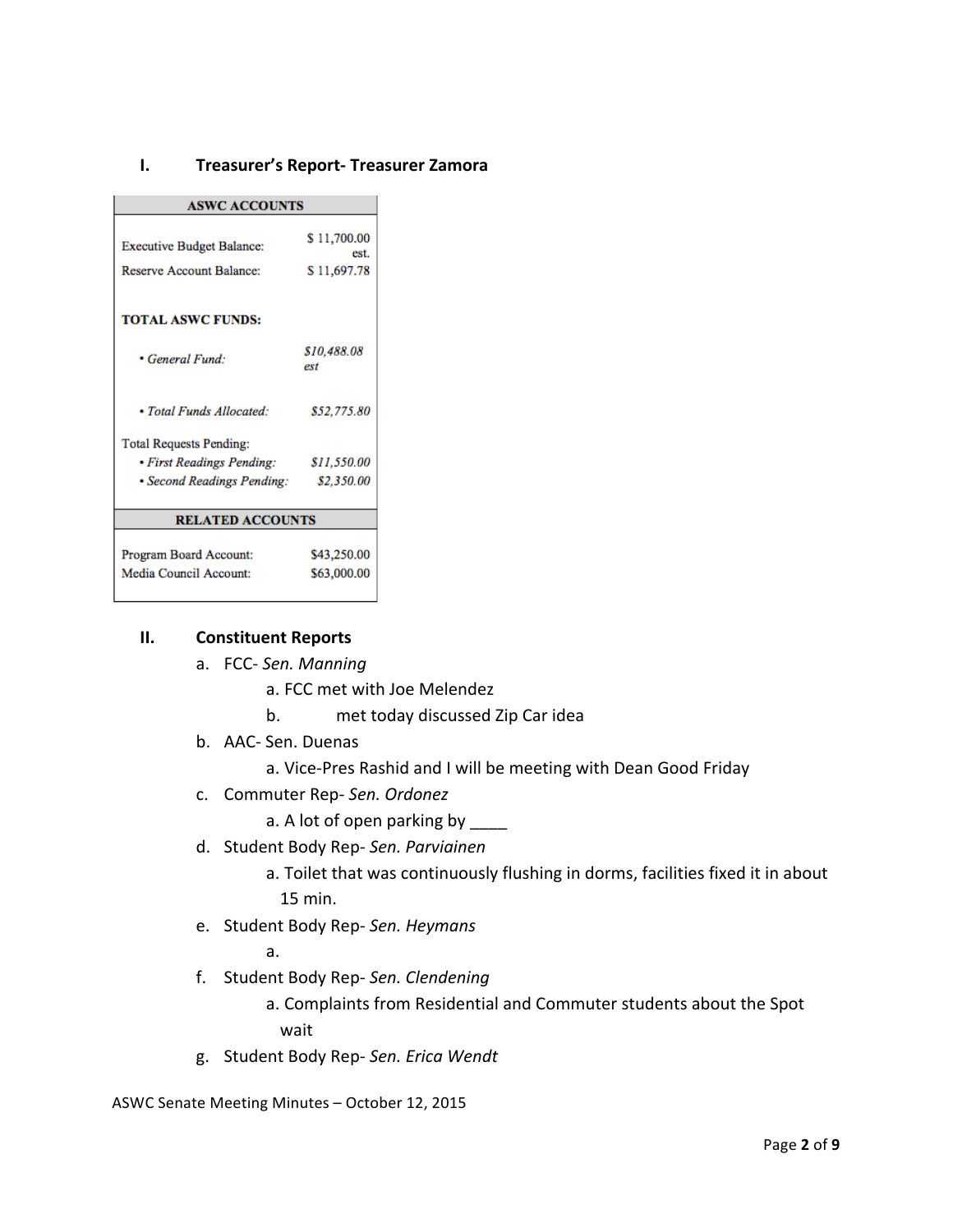## I. Treasurer's Report- Treasurer Zamora

| ASWC ACCOUNTS | |
|---|---|
| Executive Budget Balance: | $ 11,700.00 est. |
| Reserve Account Balance: | $ 11,697.78 |
| **TOTAL ASWC FUNDS:** | |
| • *General Fund:* | *$10,488.08 est* |
| • *Total Funds Allocated:* | *$52,775.80* |
| Total Requests Pending: | |
| • *First Readings Pending:* | *$11,550.00* |
| • *Second Readings Pending:* | *$2,350.00* |
| **RELATED ACCOUNTS** | |
| Program Board Account: | $43,250.00 |
| Media Council Account: | $63,000.00 |

## II. Constituent Reports

a. FCC- *Sen. Manning*
   a. FCC met with Joe Melendez
   b. met today discussed Zip Car idea
b. AAC- Sen. Duenas
   a. Vice-Pres Rashid and I will be meeting with Dean Good Friday
c. Commuter Rep- *Sen. Ordonez*
   a. A lot of open parking by ____
d. Student Body Rep- *Sen. Parviainen*
   a. Toilet that was continuously flushing in dorms, facilities fixed it in about 15 min.
e. Student Body Rep- *Sen. Heymans*
   a.
f. Student Body Rep- *Sen. Clendening*
   a. Complaints from Residential and Commuter students about the Spot wait
g. Student Body Rep- *Sen. Erica Wendt*

ASWC Senate Meeting Minutes – October 12, 2015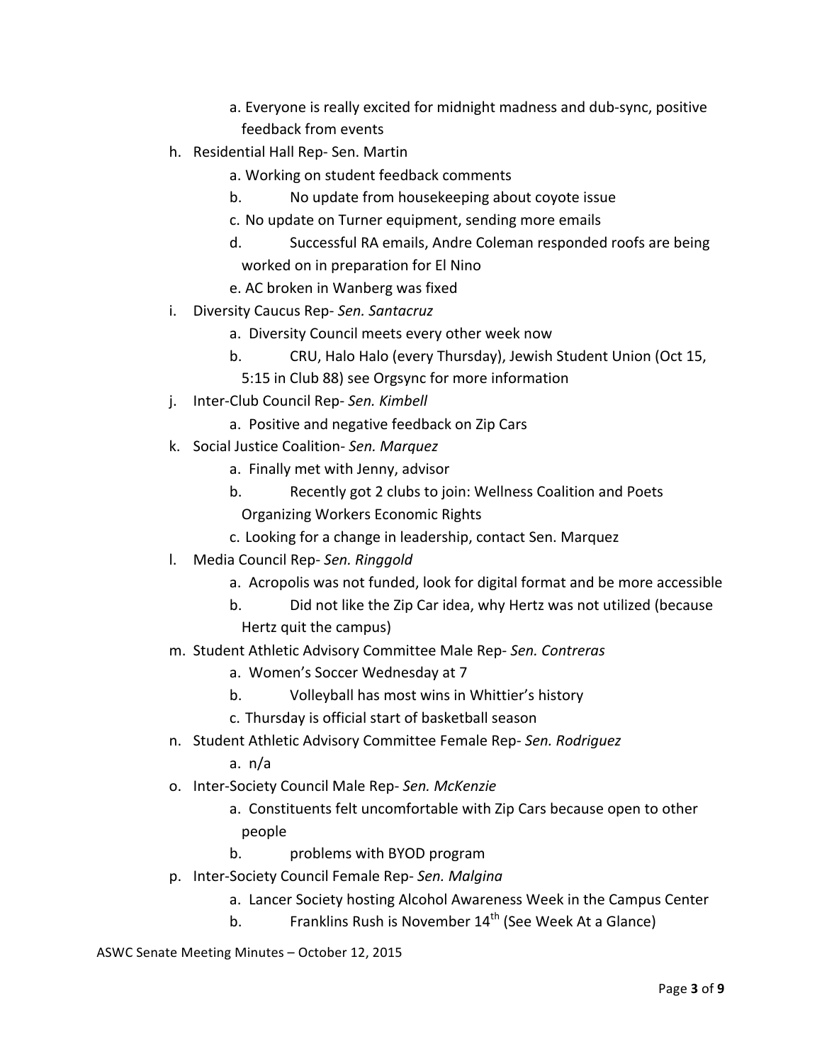a. Everyone is really excited for midnight madness and dub-sync, positive feedback from events

h. Residential Hall Rep- Sen. Martin
   a. Working on student feedback comments
   b. No update from housekeeping about coyote issue
   c. No update on Turner equipment, sending more emails
   d. Successful RA emails, Andre Coleman responded roofs are being worked on in preparation for El Nino
   e. AC broken in Wanberg was fixed

i. Diversity Caucus Rep- *Sen. Santacruz*
   a. Diversity Council meets every other week now
   b. CRU, Halo Halo (every Thursday), Jewish Student Union (Oct 15, 5:15 in Club 88) see Orgsync for more information

j. Inter-Club Council Rep- *Sen. Kimbell*
   a. Positive and negative feedback on Zip Cars

k. Social Justice Coalition- *Sen. Marquez*
   a. Finally met with Jenny, advisor
   b. Recently got 2 clubs to join: Wellness Coalition and Poets Organizing Workers Economic Rights
   c. Looking for a change in leadership, contact Sen. Marquez

l. Media Council Rep- *Sen. Ringgold*
   a. Acropolis was not funded, look for digital format and be more accessible
   b. Did not like the Zip Car idea, why Hertz was not utilized (because Hertz quit the campus)

m. Student Athletic Advisory Committee Male Rep- *Sen. Contreras*
   a. Women's Soccer Wednesday at 7
   b. Volleyball has most wins in Whittier's history
   c. Thursday is official start of basketball season

n. Student Athletic Advisory Committee Female Rep- *Sen. Rodriguez*
   a. n/a

o. Inter-Society Council Male Rep- *Sen. McKenzie*
   a. Constituents felt uncomfortable with Zip Cars because open to other people
   b. problems with BYOD program

p. Inter-Society Council Female Rep- *Sen. Malgina*
   a. Lancer Society hosting Alcohol Awareness Week in the Campus Center
   b. Franklins Rush is November 14th (See Week At a Glance)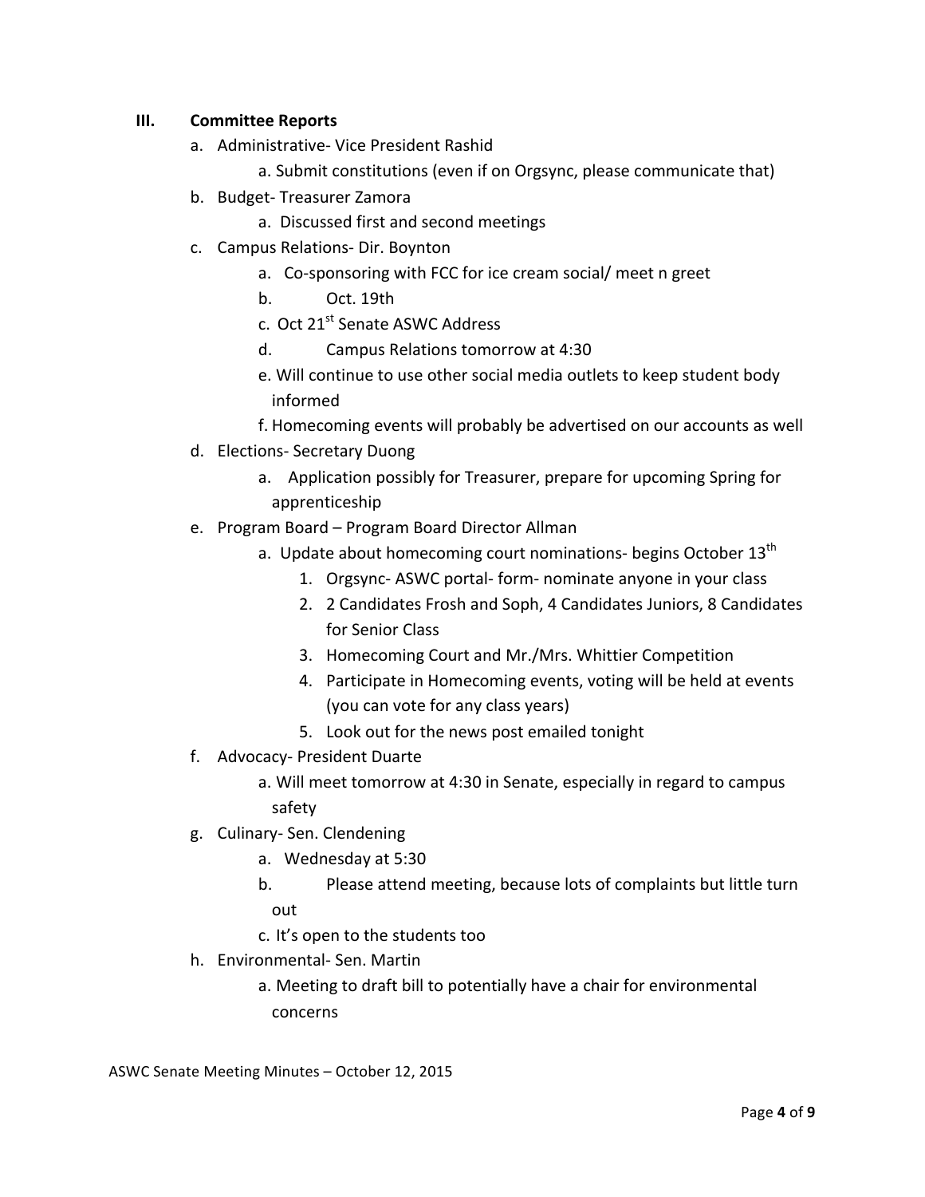## III. Committee Reports

a. Administrative- Vice President Rashid
   a. Submit constitutions (even if on Orgsync, please communicate that)
b. Budget- Treasurer Zamora
   a. Discussed first and second meetings
c. Campus Relations- Dir. Boynton
   a. Co-sponsoring with FCC for ice cream social/ meet n greet
   b. Oct. 19th
   c. Oct 21st Senate ASWC Address
   d. Campus Relations tomorrow at 4:30
   e. Will continue to use other social media outlets to keep student body informed
   f. Homecoming events will probably be advertised on our accounts as well
d. Elections- Secretary Duong
   a. Application possibly for Treasurer, prepare for upcoming Spring for apprenticeship
e. Program Board – Program Board Director Allman
   a. Update about homecoming court nominations- begins October 13th
      1. Orgsync- ASWC portal- form- nominate anyone in your class
      2. 2 Candidates Frosh and Soph, 4 Candidates Juniors, 8 Candidates for Senior Class
      3. Homecoming Court and Mr./Mrs. Whittier Competition
      4. Participate in Homecoming events, voting will be held at events (you can vote for any class years)
      5. Look out for the news post emailed tonight
f. Advocacy- President Duarte
   a. Will meet tomorrow at 4:30 in Senate, especially in regard to campus safety
g. Culinary- Sen. Clendening
   a. Wednesday at 5:30
   b. Please attend meeting, because lots of complaints but little turn out
   c. It's open to the students too
h. Environmental- Sen. Martin
   a. Meeting to draft bill to potentially have a chair for environmental concerns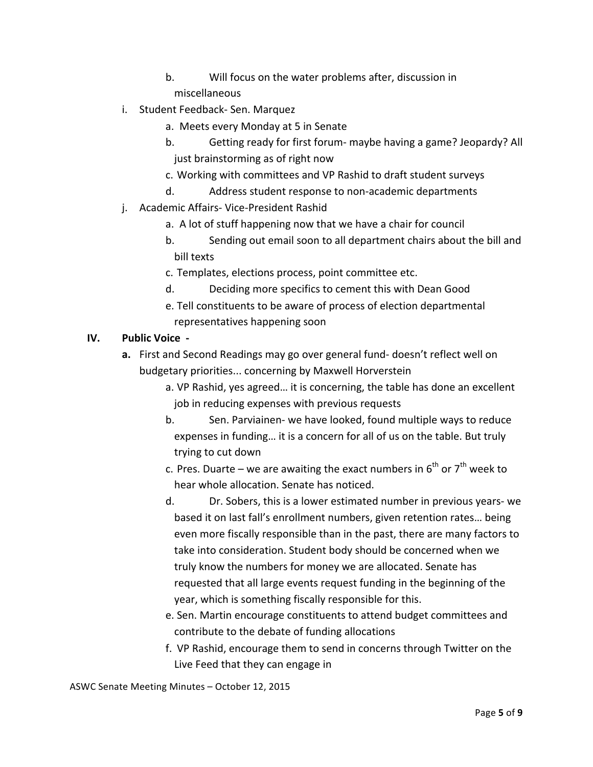b. Will focus on the water problems after, discussion in miscellaneous

i. Student Feedback- Sen. Marquez
   a. Meets every Monday at 5 in Senate
   b. Getting ready for first forum- maybe having a game? Jeopardy? All just brainstorming as of right now
   c. Working with committees and VP Rashid to draft student surveys
   d. Address student response to non-academic departments

j. Academic Affairs- Vice-President Rashid
   a. A lot of stuff happening now that we have a chair for council
   b. Sending out email soon to all department chairs about the bill and bill texts
   c. Templates, elections process, point committee etc.
   d. Deciding more specifics to cement this with Dean Good
   e. Tell constituents to be aware of process of election departmental representatives happening soon

**IV. Public Voice -**

**a.** First and Second Readings may go over general fund- doesn't reflect well on budgetary priorities... concerning by Maxwell Horverstein
   a. VP Rashid, yes agreed… it is concerning, the table has done an excellent job in reducing expenses with previous requests
   b. Sen. Parviainen- we have looked, found multiple ways to reduce expenses in funding… it is a concern for all of us on the table. But truly trying to cut down
   c. Pres. Duarte – we are awaiting the exact numbers in 6th or 7th week to hear whole allocation. Senate has noticed.
   d. Dr. Sobers, this is a lower estimated number in previous years- we based it on last fall's enrollment numbers, given retention rates… being even more fiscally responsible than in the past, there are many factors to take into consideration. Student body should be concerned when we truly know the numbers for money we are allocated. Senate has requested that all large events request funding in the beginning of the year, which is something fiscally responsible for this.
   e. Sen. Martin encourage constituents to attend budget committees and contribute to the debate of funding allocations
   f. VP Rashid, encourage them to send in concerns through Twitter on the Live Feed that they can engage in

ASWC Senate Meeting Minutes – October 12, 2015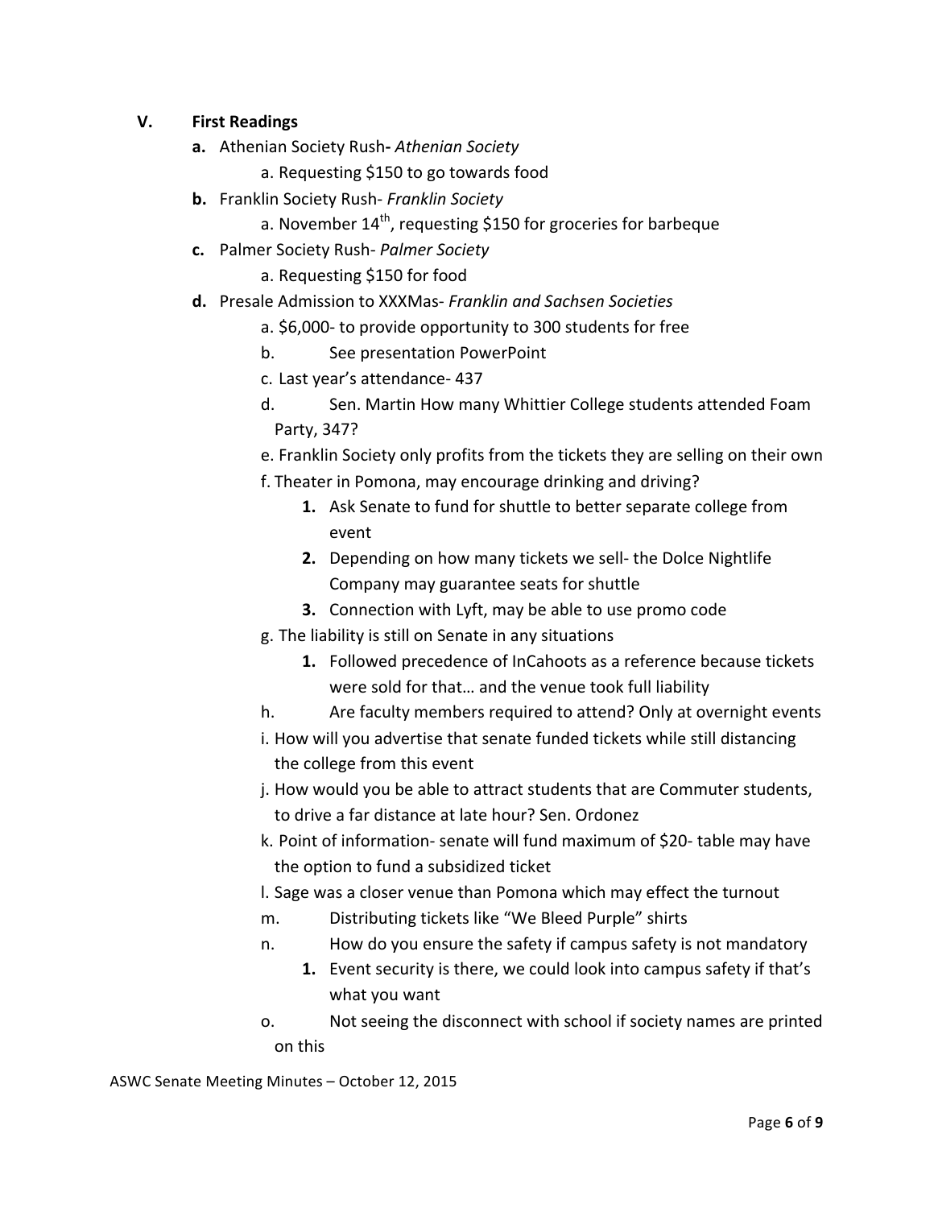## V. First Readings

**a.** Athenian Society Rush**-** *Athenian Society*

   a. Requesting $150 to go towards food

**b.** Franklin Society Rush- *Franklin Society*

   a. November 14th, requesting $150 for groceries for barbeque

**c.** Palmer Society Rush- *Palmer Society*

   a. Requesting $150 for food

**d.** Presale Admission to XXXMas- *Franklin and Sachsen Societies*

   a. $6,000- to provide opportunity to 300 students for free

   b. See presentation PowerPoint

   c. Last year's attendance- 437

   d. Sen. Martin How many Whittier College students attended Foam Party, 347?

   e. Franklin Society only profits from the tickets they are selling on their own

   f. Theater in Pomona, may encourage drinking and driving?

      1. Ask Senate to fund for shuttle to better separate college from event
      2. Depending on how many tickets we sell- the Dolce Nightlife Company may guarantee seats for shuttle
      3. Connection with Lyft, may be able to use promo code

   g. The liability is still on Senate in any situations

      1. Followed precedence of InCahoots as a reference because tickets were sold for that… and the venue took full liability

   h. Are faculty members required to attend? Only at overnight events

   i. How will you advertise that senate funded tickets while still distancing the college from this event

   j. How would you be able to attract students that are Commuter students, to drive a far distance at late hour? Sen. Ordonez

   k. Point of information- senate will fund maximum of $20- table may have the option to fund a subsidized ticket

   l. Sage was a closer venue than Pomona which may effect the turnout

   m. Distributing tickets like "We Bleed Purple" shirts

   n. How do you ensure the safety if campus safety is not mandatory

      1. Event security is there, we could look into campus safety if that's what you want

   o. Not seeing the disconnect with school if society names are printed on this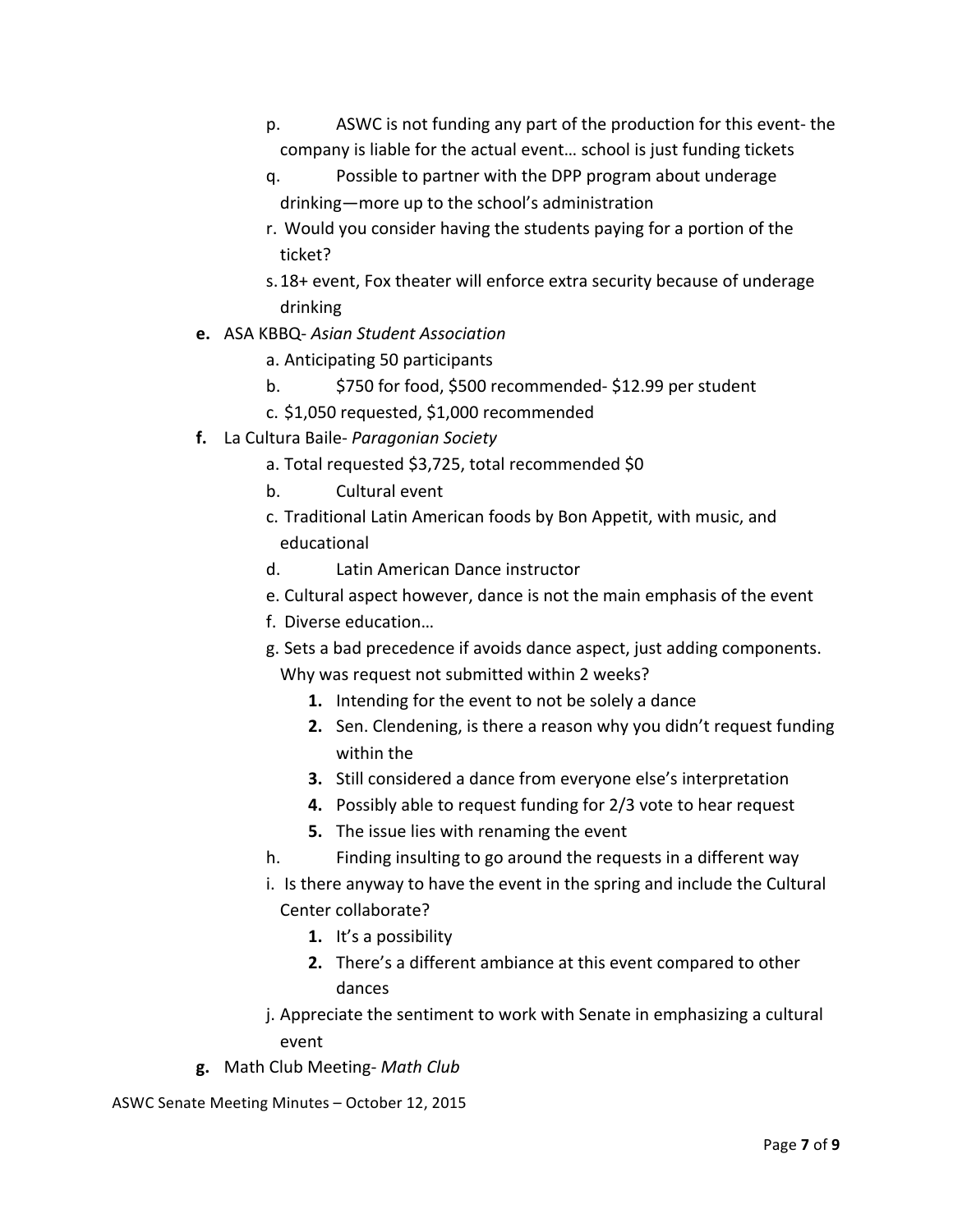p. ASWC is not funding any part of the production for this event- the company is liable for the actual event… school is just funding tickets

q. Possible to partner with the DPP program about underage drinking—more up to the school's administration

r. Would you consider having the students paying for a portion of the ticket?

s. 18+ event, Fox theater will enforce extra security because of underage drinking

**e.** ASA KBBQ- *Asian Student Association*

a. Anticipating 50 participants

b. $750 for food, $500 recommended- $12.99 per student

c. $1,050 requested, $1,000 recommended

**f.** La Cultura Baile- *Paragonian Society*

a. Total requested $3,725, total recommended $0

b. Cultural event

c. Traditional Latin American foods by Bon Appetit, with music, and educational

d. Latin American Dance instructor

e. Cultural aspect however, dance is not the main emphasis of the event

f. Diverse education…

g. Sets a bad precedence if avoids dance aspect, just adding components. Why was request not submitted within 2 weeks?

1. Intending for the event to not be solely a dance
2. Sen. Clendening, is there a reason why you didn't request funding within the
3. Still considered a dance from everyone else's interpretation
4. Possibly able to request funding for 2/3 vote to hear request
5. The issue lies with renaming the event

h. Finding insulting to go around the requests in a different way

i. Is there anyway to have the event in the spring and include the Cultural Center collaborate?

1. It's a possibility
2. There's a different ambiance at this event compared to other dances

j. Appreciate the sentiment to work with Senate in emphasizing a cultural event

**g.** Math Club Meeting- *Math Club*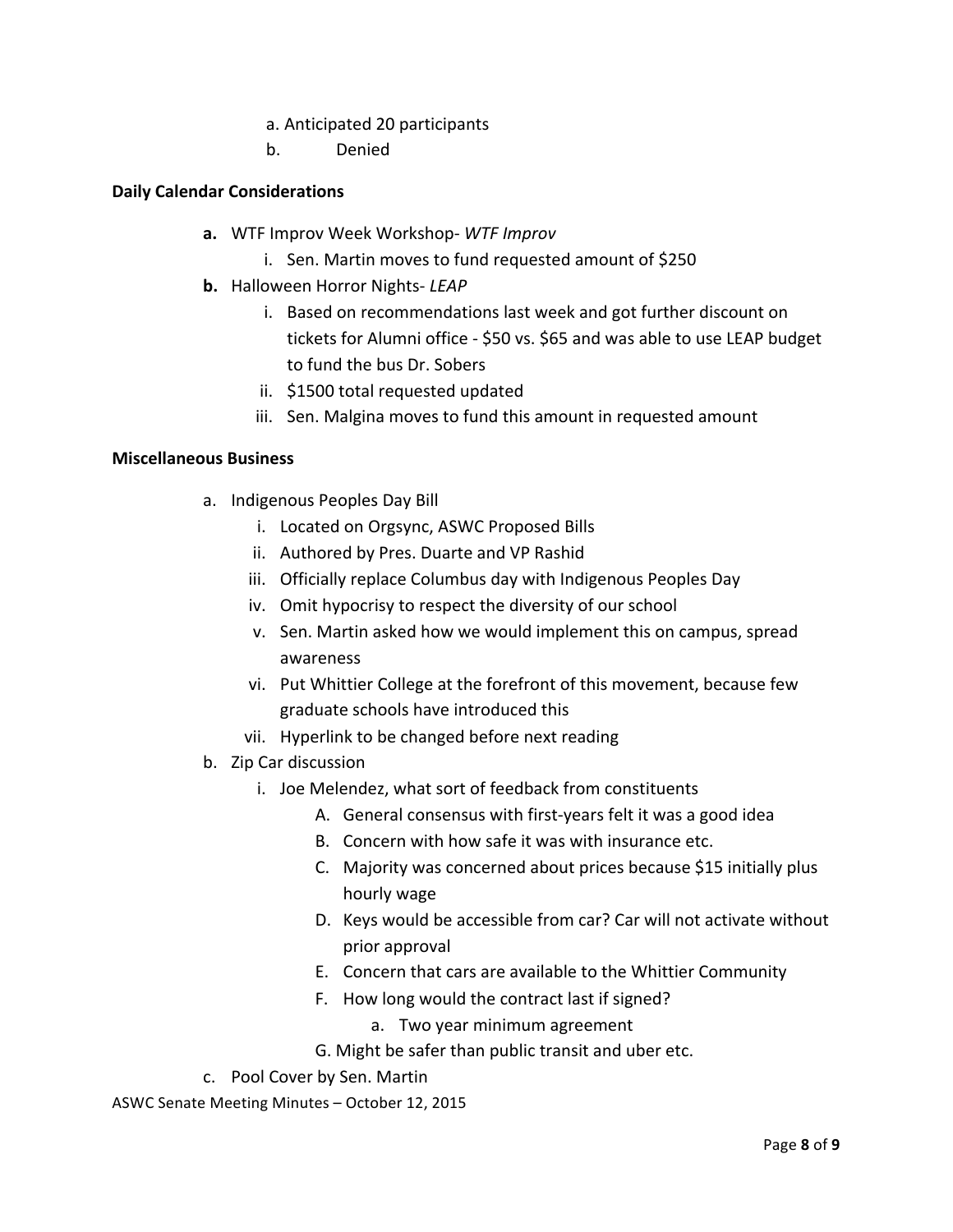a. Anticipated 20 participants
b. Denied

**Daily Calendar Considerations**

- **a.** WTF Improv Week Workshop- *WTF Improv*
  - i. Sen. Martin moves to fund requested amount of $250
- **b.** Halloween Horror Nights- *LEAP*
  - i. Based on recommendations last week and got further discount on tickets for Alumni office - $50 vs. $65 and was able to use LEAP budget to fund the bus Dr. Sobers
  - ii. $1500 total requested updated
  - iii. Sen. Malgina moves to fund this amount in requested amount

**Miscellaneous Business**

- a. Indigenous Peoples Day Bill
  - i. Located on Orgsync, ASWC Proposed Bills
  - ii. Authored by Pres. Duarte and VP Rashid
  - iii. Officially replace Columbus day with Indigenous Peoples Day
  - iv. Omit hypocrisy to respect the diversity of our school
  - v. Sen. Martin asked how we would implement this on campus, spread awareness
  - vi. Put Whittier College at the forefront of this movement, because few graduate schools have introduced this
  - vii. Hyperlink to be changed before next reading
- b. Zip Car discussion
  - i. Joe Melendez, what sort of feedback from constituents
    - A. General consensus with first-years felt it was a good idea
    - B. Concern with how safe it was with insurance etc.
    - C. Majority was concerned about prices because $15 initially plus hourly wage
    - D. Keys would be accessible from car? Car will not activate without prior approval
    - E. Concern that cars are available to the Whittier Community
    - F. How long would the contract last if signed?
      - a. Two year minimum agreement
    - G. Might be safer than public transit and uber etc.
- c. Pool Cover by Sen. Martin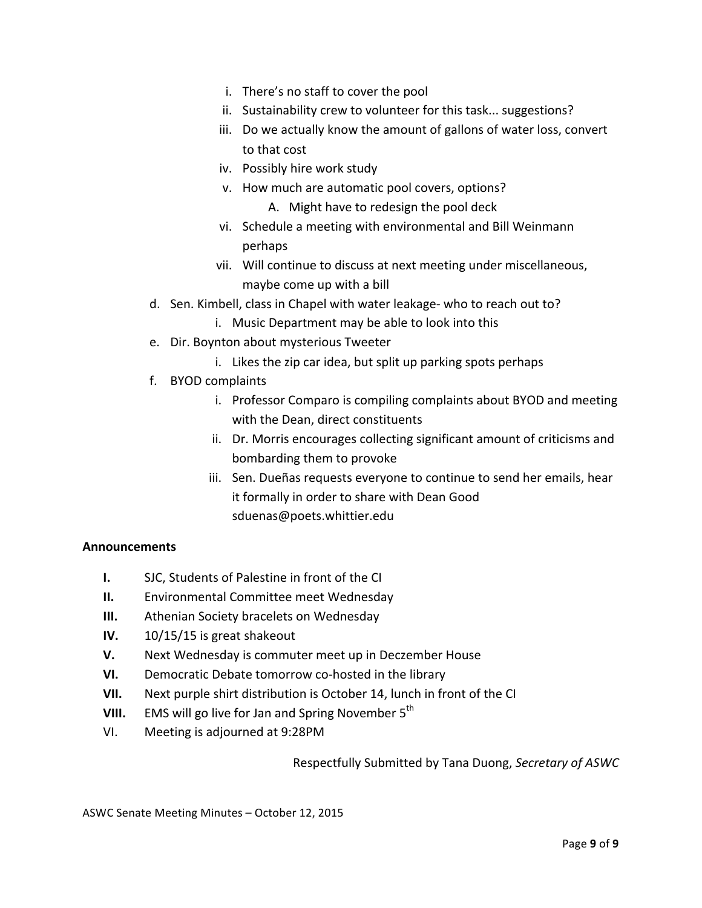i. There's no staff to cover the pool
   ii. Sustainability crew to volunteer for this task... suggestions?
   iii. Do we actually know the amount of gallons of water loss, convert to that cost
   iv. Possibly hire work study
   v. How much are automatic pool covers, options?
      A. Might have to redesign the pool deck
   vi. Schedule a meeting with environmental and Bill Weinmann perhaps
   vii. Will continue to discuss at next meeting under miscellaneous, maybe come up with a bill

d. Sen. Kimbell, class in Chapel with water leakage- who to reach out to?
   i. Music Department may be able to look into this

e. Dir. Boynton about mysterious Tweeter
   i. Likes the zip car idea, but split up parking spots perhaps

f. BYOD complaints
   i. Professor Comparo is compiling complaints about BYOD and meeting with the Dean, direct constituents
   ii. Dr. Morris encourages collecting significant amount of criticisms and bombarding them to provoke
   iii. Sen. Dueñas requests everyone to continue to send her emails, hear it formally in order to share with Dean Good sduenas@poets.whittier.edu

**Announcements**

**I.** SJC, Students of Palestine in front of the CI
**II.** Environmental Committee meet Wednesday
**III.** Athenian Society bracelets on Wednesday
**IV.** 10/15/15 is great shakeout
**V.** Next Wednesday is commuter meet up in Deczember House
**VI.** Democratic Debate tomorrow co-hosted in the library
**VII.** Next purple shirt distribution is October 14, lunch in front of the CI
**VIII.** EMS will go live for Jan and Spring November 5th
VI. Meeting is adjourned at 9:28PM

Respectfully Submitted by Tana Duong, *Secretary of ASWC*

ASWC Senate Meeting Minutes – October 12, 2015